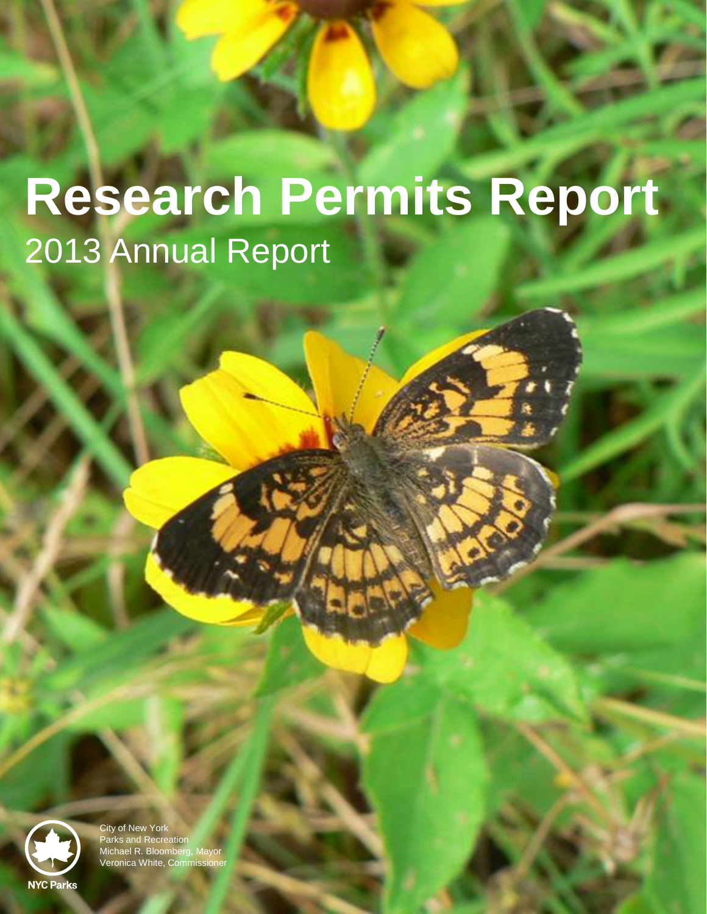# Research Permits Report

## 2013 Annual Report

NYC Parks

City of New York
Parks and Recreation
Michael R. Bloomberg, Mayor
Veronica White, Commissioner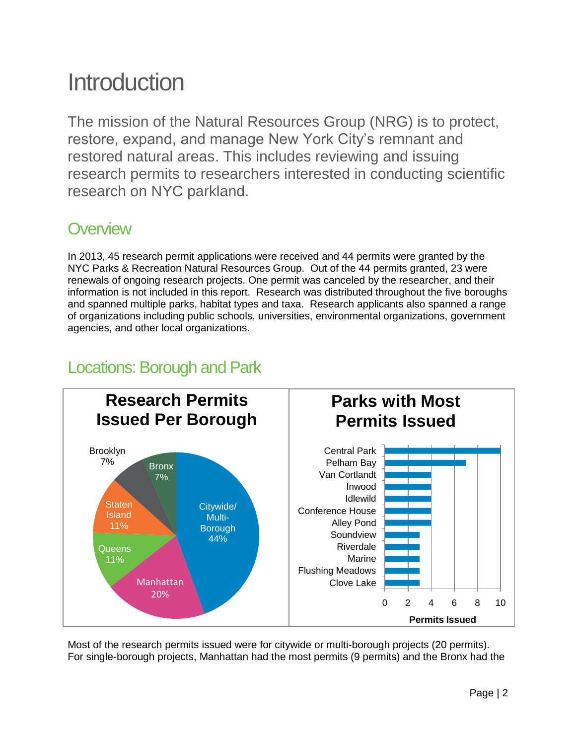# Introduction

The mission of the Natural Resources Group (NRG) is to protect, restore, expand, and manage New York City's remnant and restored natural areas. This includes reviewing and issuing research permits to researchers interested in conducting scientific research on NYC parkland.

## Overview

In 2013, 45 research permit applications were received and 44 permits were granted by the NYC Parks & Recreation Natural Resources Group. Out of the 44 permits granted, 23 were renewals of ongoing research projects. One permit was canceled by the researcher, and their information is not included in this report. Research was distributed throughout the five boroughs and spanned multiple parks, habitat types and taxa. Research applicants also spanned a range of organizations including public schools, universities, environmental organizations, government agencies, and other local organizations.

## Locations: Borough and Park

**Research Permits Issued Per Borough**

| Borough | Percent |
|---|---|
| Citywide/Multi-Borough | 44% |
| Manhattan | 20% |
| Queens | 11% |
| Staten Island | 11% |
| Brooklyn | 7% |
| Bronx | 7% |

**Parks with Most Permits Issued**

| Park | Permits Issued |
|---|---|
| Central Park | 10 |
| Pelham Bay | 7 |
| Van Cortlandt | 4 |
| Inwood | 4 |
| Idlewild | 4 |
| Conference House | 4 |
| Alley Pond | 4 |
| Soundview | 3 |
| Riverdale | 3 |
| Marine | 3 |
| Flushing Meadows | 3 |
| Clove Lake | 3 |

Most of the research permits issued were for citywide or multi-borough projects (20 permits). For single-borough projects, Manhattan had the most permits (9 permits) and the Bronx had the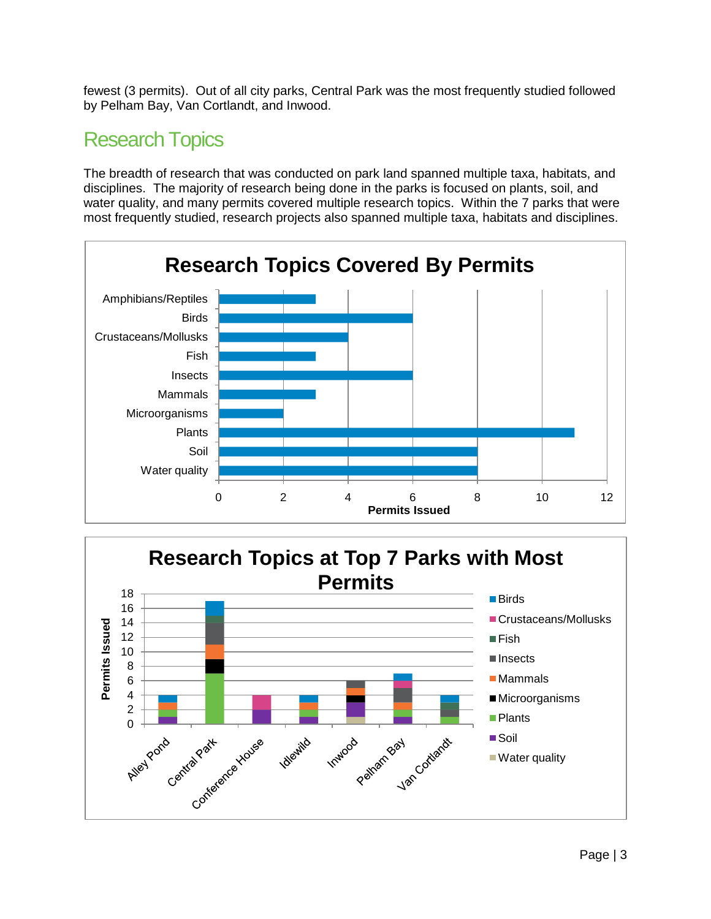fewest (3 permits). Out of all city parks, Central Park was the most frequently studied followed by Pelham Bay, Van Cortlandt, and Inwood.

## Research Topics

The breadth of research that was conducted on park land spanned multiple taxa, habitats, and disciplines. The majority of research being done in the parks is focused on plants, soil, and water quality, and many permits covered multiple research topics. Within the 7 parks that were most frequently studied, research projects also spanned multiple taxa, habitats and disciplines.

**Research Topics Covered By Permits**

| Topic | Permits Issued |
| --- | --- |
| Amphibians/Reptiles | 3 |
| Birds | 6 |
| Crustaceans/Mollusks | 4 |
| Fish | 3 |
| Insects | 6 |
| Mammals | 3 |
| Microorganisms | 2 |
| Plants | 11 |
| Soil | 8 |
| Water quality | 8 |

**Research Topics at Top 7 Parks with Most Permits**

| Park | Birds | Crustaceans/Mollusks | Fish | Insects | Mammals | Microorganisms | Plants | Soil | Water quality |
| --- | --- | --- | --- | --- | --- | --- | --- | --- | --- |
| Alley Pond | 1 | | | | 1 | | 1 | 1 | |
| Central Park | 2 | | 1 | 3 | 2 | 2 | 7 | | |
| Conference House | | 2 | | | | | | 2 | |
| Idlewild | 1 | | | | 1 | | 1 | 1 | |
| Inwood | | | | 1 | 1 | 1 | | 2 | 1 |
| Pelham Bay | 1 | 1 | | 2 | 1 | | 1 | 1 | |
| Van Cortlandt | 1 | | 1 | 1 | | | 1 | | |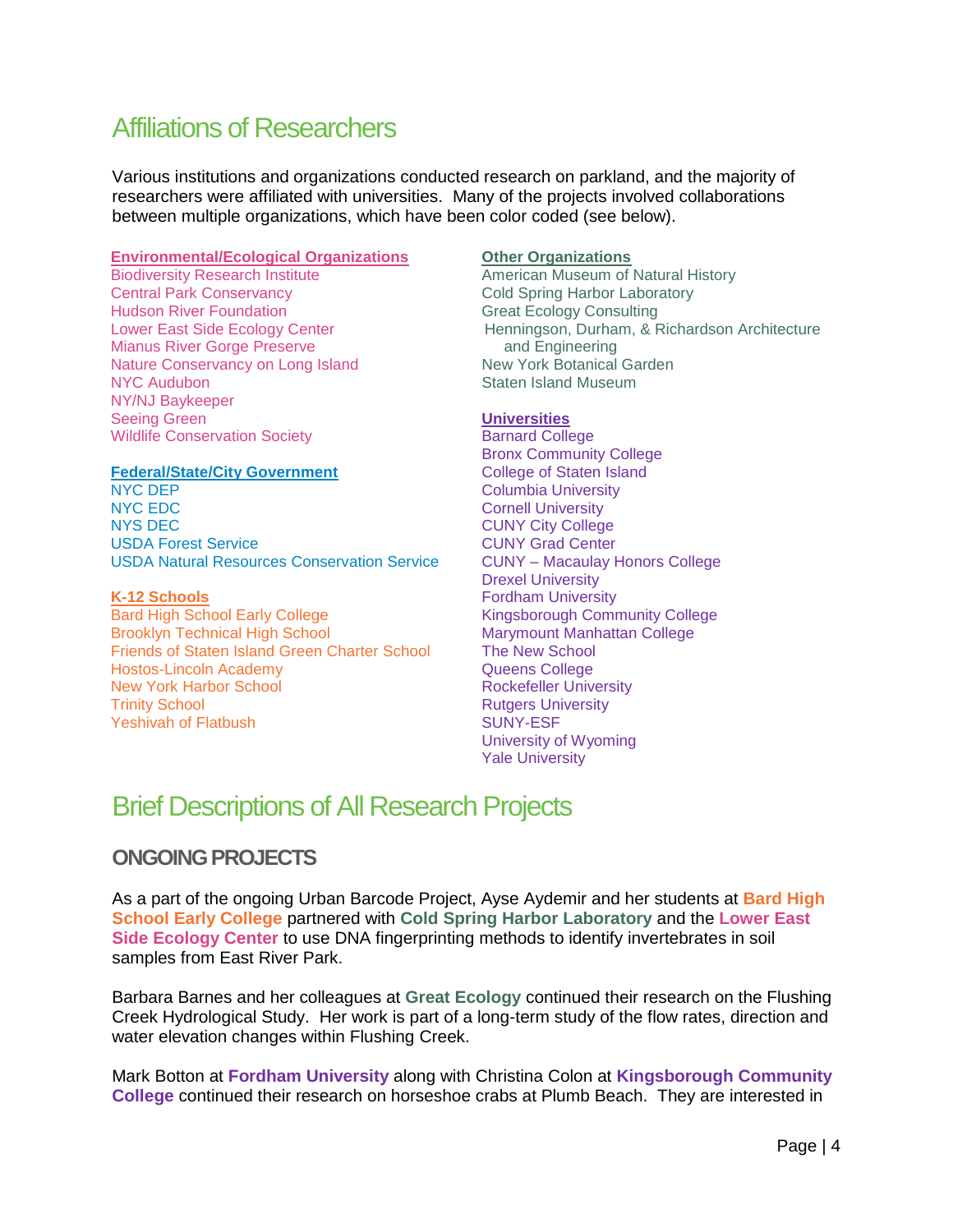# Affiliations of Researchers

Various institutions and organizations conducted research on parkland, and the majority of researchers were affiliated with universities. Many of the projects involved collaborations between multiple organizations, which have been color coded (see below).

**Environmental/Ecological Organizations**
Biodiversity Research Institute
Central Park Conservancy
Hudson River Foundation
Lower East Side Ecology Center
Mianus River Gorge Preserve
Nature Conservancy on Long Island
NYC Audubon
NY/NJ Baykeeper
Seeing Green
Wildlife Conservation Society

**Federal/State/City Government**
NYC DEP
NYC EDC
NYS DEC
USDA Forest Service
USDA Natural Resources Conservation Service

**K-12 Schools**
Bard High School Early College
Brooklyn Technical High School
Friends of Staten Island Green Charter School
Hostos-Lincoln Academy
New York Harbor School
Trinity School
Yeshivah of Flatbush

**Other Organizations**
American Museum of Natural History
Cold Spring Harbor Laboratory
Great Ecology Consulting
Henningson, Durham, & Richardson Architecture and Engineering
New York Botanical Garden
Staten Island Museum

**Universities**
Barnard College
Bronx Community College
College of Staten Island
Columbia University
Cornell University
CUNY City College
CUNY Grad Center
CUNY – Macaulay Honors College
Drexel University
Fordham University
Kingsborough Community College
Marymount Manhattan College
The New School
Queens College
Rockefeller University
Rutgers University
SUNY-ESF
University of Wyoming
Yale University

# Brief Descriptions of All Research Projects

## ONGOING PROJECTS

As a part of the ongoing Urban Barcode Project, Ayse Aydemir and her students at **Bard High School Early College** partnered with **Cold Spring Harbor Laboratory** and the **Lower East Side Ecology Center** to use DNA fingerprinting methods to identify invertebrates in soil samples from East River Park.

Barbara Barnes and her colleagues at **Great Ecology** continued their research on the Flushing Creek Hydrological Study. Her work is part of a long-term study of the flow rates, direction and water elevation changes within Flushing Creek.

Mark Botton at **Fordham University** along with Christina Colon at **Kingsborough Community College** continued their research on horseshoe crabs at Plumb Beach. They are interested in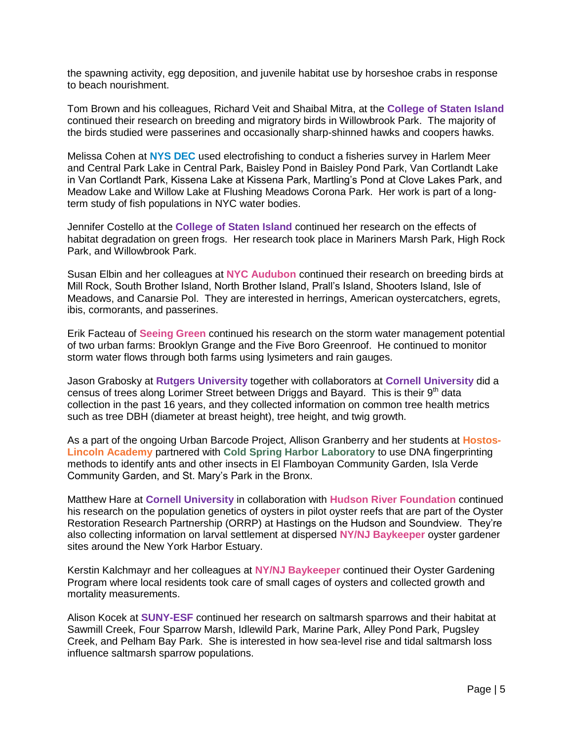the spawning activity, egg deposition, and juvenile habitat use by horseshoe crabs in response to beach nourishment.

Tom Brown and his colleagues, Richard Veit and Shaibal Mitra, at the **College of Staten Island** continued their research on breeding and migratory birds in Willowbrook Park. The majority of the birds studied were passerines and occasionally sharp-shinned hawks and coopers hawks.

Melissa Cohen at **NYS DEC** used electrofishing to conduct a fisheries survey in Harlem Meer and Central Park Lake in Central Park, Baisley Pond in Baisley Pond Park, Van Cortlandt Lake in Van Cortlandt Park, Kissena Lake at Kissena Park, Martling's Pond at Clove Lakes Park, and Meadow Lake and Willow Lake at Flushing Meadows Corona Park. Her work is part of a long-term study of fish populations in NYC water bodies.

Jennifer Costello at the **College of Staten Island** continued her research on the effects of habitat degradation on green frogs. Her research took place in Mariners Marsh Park, High Rock Park, and Willowbrook Park.

Susan Elbin and her colleagues at **NYC Audubon** continued their research on breeding birds at Mill Rock, South Brother Island, North Brother Island, Prall's Island, Shooters Island, Isle of Meadows, and Canarsie Pol. They are interested in herrings, American oystercatchers, egrets, ibis, cormorants, and passerines.

Erik Facteau of **Seeing Green** continued his research on the storm water management potential of two urban farms: Brooklyn Grange and the Five Boro Greenroof. He continued to monitor storm water flows through both farms using lysimeters and rain gauges.

Jason Grabosky at **Rutgers University** together with collaborators at **Cornell University** did a census of trees along Lorimer Street between Driggs and Bayard. This is their 9th data collection in the past 16 years, and they collected information on common tree health metrics such as tree DBH (diameter at breast height), tree height, and twig growth.

As a part of the ongoing Urban Barcode Project, Allison Granberry and her students at **Hostos-Lincoln Academy** partnered with **Cold Spring Harbor Laboratory** to use DNA fingerprinting methods to identify ants and other insects in El Flamboyan Community Garden, Isla Verde Community Garden, and St. Mary's Park in the Bronx.

Matthew Hare at **Cornell University** in collaboration with **Hudson River Foundation** continued his research on the population genetics of oysters in pilot oyster reefs that are part of the Oyster Restoration Research Partnership (ORRP) at Hastings on the Hudson and Soundview. They're also collecting information on larval settlement at dispersed **NY/NJ Baykeeper** oyster gardener sites around the New York Harbor Estuary.

Kerstin Kalchmayr and her colleagues at **NY/NJ Baykeeper** continued their Oyster Gardening Program where local residents took care of small cages of oysters and collected growth and mortality measurements.

Alison Kocek at **SUNY-ESF** continued her research on saltmarsh sparrows and their habitat at Sawmill Creek, Four Sparrow Marsh, Idlewild Park, Marine Park, Alley Pond Park, Pugsley Creek, and Pelham Bay Park. She is interested in how sea-level rise and tidal saltmarsh loss influence saltmarsh sparrow populations.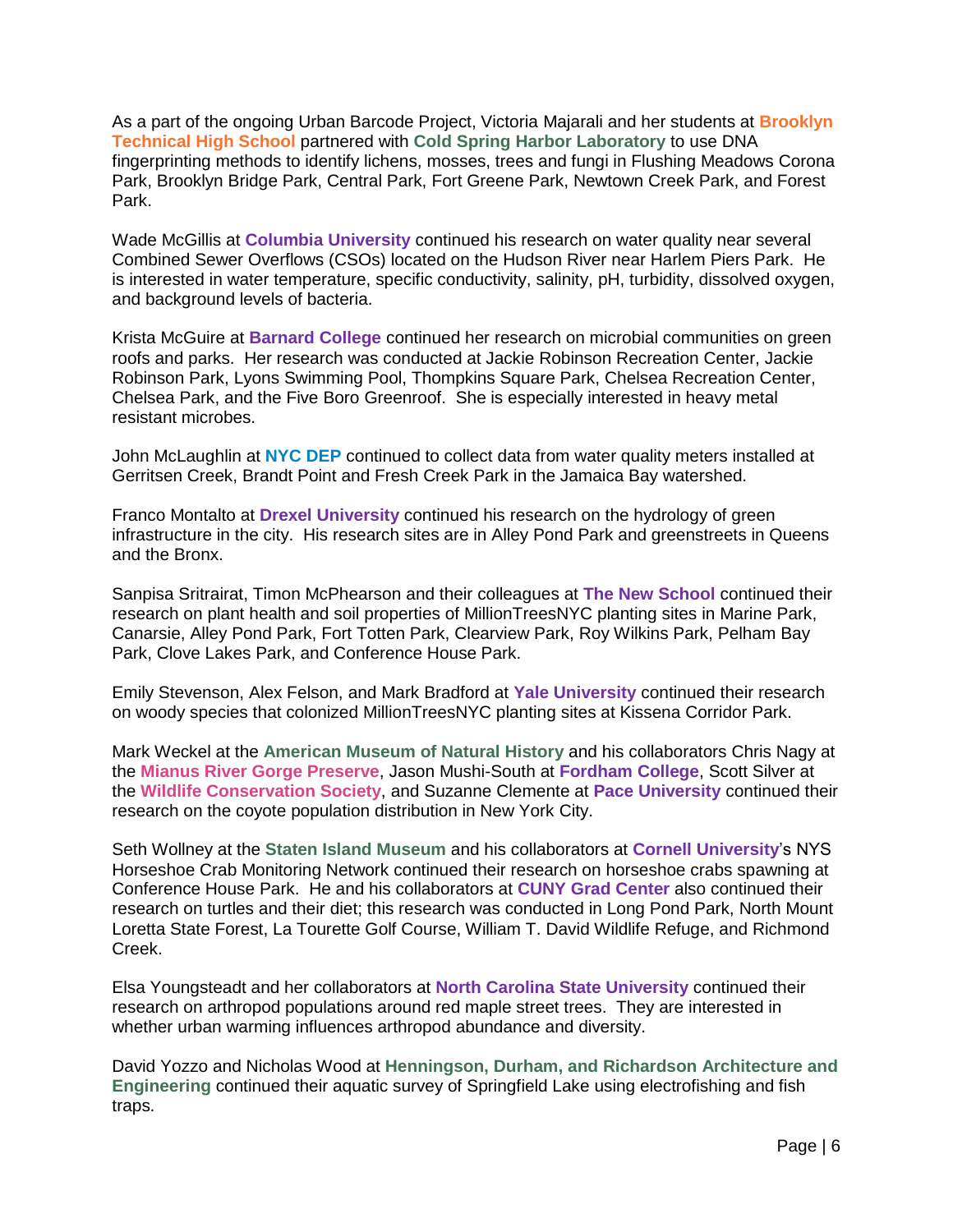As a part of the ongoing Urban Barcode Project, Victoria Majarali and her students at **Brooklyn Technical High School** partnered with **Cold Spring Harbor Laboratory** to use DNA fingerprinting methods to identify lichens, mosses, trees and fungi in Flushing Meadows Corona Park, Brooklyn Bridge Park, Central Park, Fort Greene Park, Newtown Creek Park, and Forest Park.

Wade McGillis at **Columbia University** continued his research on water quality near several Combined Sewer Overflows (CSOs) located on the Hudson River near Harlem Piers Park. He is interested in water temperature, specific conductivity, salinity, pH, turbidity, dissolved oxygen, and background levels of bacteria.

Krista McGuire at **Barnard College** continued her research on microbial communities on green roofs and parks. Her research was conducted at Jackie Robinson Recreation Center, Jackie Robinson Park, Lyons Swimming Pool, Thompkins Square Park, Chelsea Recreation Center, Chelsea Park, and the Five Boro Greenroof. She is especially interested in heavy metal resistant microbes.

John McLaughlin at **NYC DEP** continued to collect data from water quality meters installed at Gerritsen Creek, Brandt Point and Fresh Creek Park in the Jamaica Bay watershed.

Franco Montalto at **Drexel University** continued his research on the hydrology of green infrastructure in the city. His research sites are in Alley Pond Park and greenstreets in Queens and the Bronx.

Sanpisa Sritrairat, Timon McPhearson and their colleagues at **The New School** continued their research on plant health and soil properties of MillionTreesNYC planting sites in Marine Park, Canarsie, Alley Pond Park, Fort Totten Park, Clearview Park, Roy Wilkins Park, Pelham Bay Park, Clove Lakes Park, and Conference House Park.

Emily Stevenson, Alex Felson, and Mark Bradford at **Yale University** continued their research on woody species that colonized MillionTreesNYC planting sites at Kissena Corridor Park.

Mark Weckel at the **American Museum of Natural History** and his collaborators Chris Nagy at the **Mianus River Gorge Preserve**, Jason Mushi-South at **Fordham College**, Scott Silver at the **Wildlife Conservation Society**, and Suzanne Clemente at **Pace University** continued their research on the coyote population distribution in New York City.

Seth Wollney at the **Staten Island Museum** and his collaborators at **Cornell University**'s NYS Horseshoe Crab Monitoring Network continued their research on horseshoe crabs spawning at Conference House Park. He and his collaborators at **CUNY Grad Center** also continued their research on turtles and their diet; this research was conducted in Long Pond Park, North Mount Loretta State Forest, La Tourette Golf Course, William T. David Wildlife Refuge, and Richmond Creek.

Elsa Youngsteadt and her collaborators at **North Carolina State University** continued their research on arthropod populations around red maple street trees. They are interested in whether urban warming influences arthropod abundance and diversity.

David Yozzo and Nicholas Wood at **Henningson, Durham, and Richardson Architecture and Engineering** continued their aquatic survey of Springfield Lake using electrofishing and fish traps.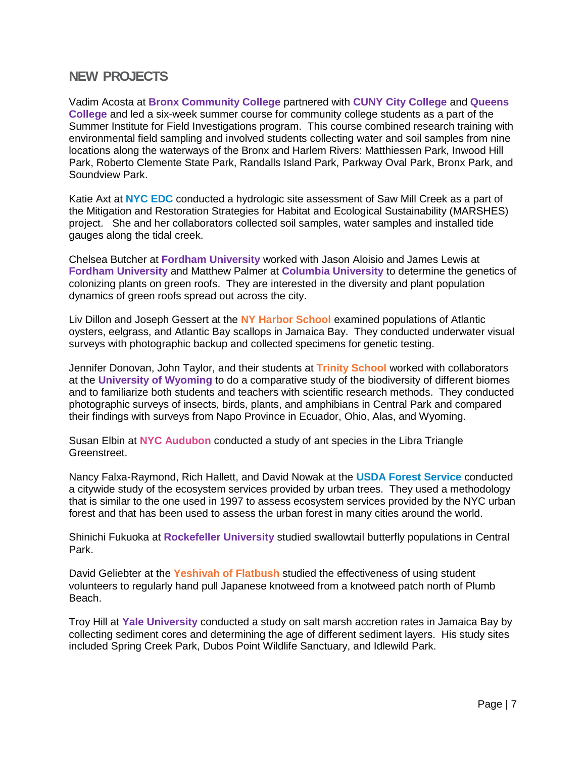## NEW PROJECTS

Vadim Acosta at **Bronx Community College** partnered with **CUNY City College** and **Queens College** and led a six-week summer course for community college students as a part of the Summer Institute for Field Investigations program. This course combined research training with environmental field sampling and involved students collecting water and soil samples from nine locations along the waterways of the Bronx and Harlem Rivers: Matthiessen Park, Inwood Hill Park, Roberto Clemente State Park, Randalls Island Park, Parkway Oval Park, Bronx Park, and Soundview Park.

Katie Axt at **NYC EDC** conducted a hydrologic site assessment of Saw Mill Creek as a part of the Mitigation and Restoration Strategies for Habitat and Ecological Sustainability (MARSHES) project. She and her collaborators collected soil samples, water samples and installed tide gauges along the tidal creek.

Chelsea Butcher at **Fordham University** worked with Jason Aloisio and James Lewis at **Fordham University** and Matthew Palmer at **Columbia University** to determine the genetics of colonizing plants on green roofs. They are interested in the diversity and plant population dynamics of green roofs spread out across the city.

Liv Dillon and Joseph Gessert at the **NY Harbor School** examined populations of Atlantic oysters, eelgrass, and Atlantic Bay scallops in Jamaica Bay. They conducted underwater visual surveys with photographic backup and collected specimens for genetic testing.

Jennifer Donovan, John Taylor, and their students at **Trinity School** worked with collaborators at the **University of Wyoming** to do a comparative study of the biodiversity of different biomes and to familiarize both students and teachers with scientific research methods. They conducted photographic surveys of insects, birds, plants, and amphibians in Central Park and compared their findings with surveys from Napo Province in Ecuador, Ohio, Alas, and Wyoming.

Susan Elbin at **NYC Audubon** conducted a study of ant species in the Libra Triangle Greenstreet.

Nancy Falxa-Raymond, Rich Hallett, and David Nowak at the **USDA Forest Service** conducted a citywide study of the ecosystem services provided by urban trees. They used a methodology that is similar to the one used in 1997 to assess ecosystem services provided by the NYC urban forest and that has been used to assess the urban forest in many cities around the world.

Shinichi Fukuoka at **Rockefeller University** studied swallowtail butterfly populations in Central Park.

David Geliebter at the **Yeshivah of Flatbush** studied the effectiveness of using student volunteers to regularly hand pull Japanese knotweed from a knotweed patch north of Plumb Beach.

Troy Hill at **Yale University** conducted a study on salt marsh accretion rates in Jamaica Bay by collecting sediment cores and determining the age of different sediment layers. His study sites included Spring Creek Park, Dubos Point Wildlife Sanctuary, and Idlewild Park.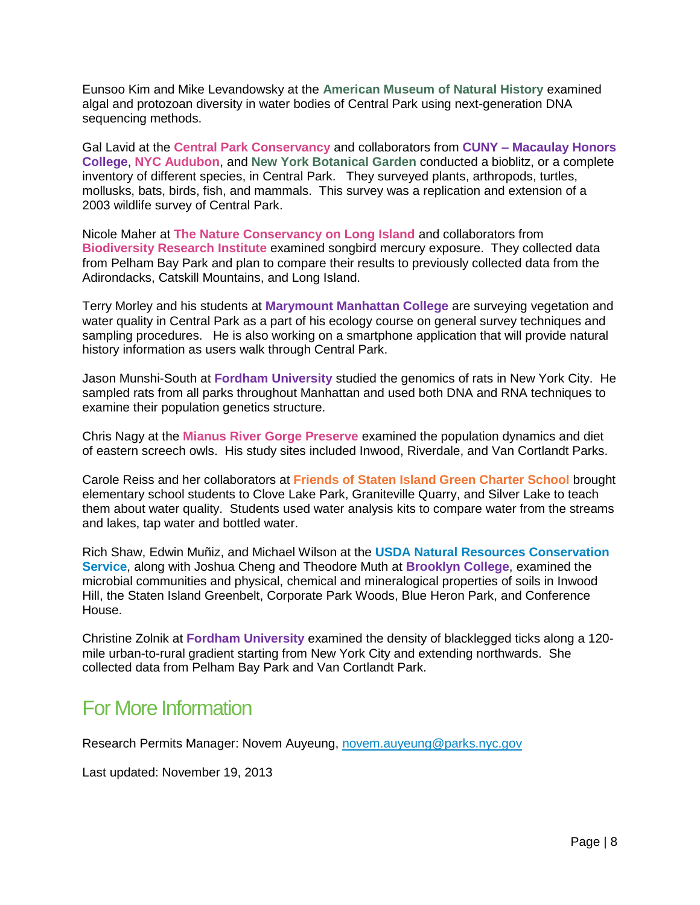Eunsoo Kim and Mike Levandowsky at the **American Museum of Natural History** examined algal and protozoan diversity in water bodies of Central Park using next-generation DNA sequencing methods.

Gal Lavid at the **Central Park Conservancy** and collaborators from **CUNY – Macaulay Honors College**, **NYC Audubon**, and **New York Botanical Garden** conducted a bioblitz, or a complete inventory of different species, in Central Park. They surveyed plants, arthropods, turtles, mollusks, bats, birds, fish, and mammals. This survey was a replication and extension of a 2003 wildlife survey of Central Park.

Nicole Maher at **The Nature Conservancy on Long Island** and collaborators from **Biodiversity Research Institute** examined songbird mercury exposure. They collected data from Pelham Bay Park and plan to compare their results to previously collected data from the Adirondacks, Catskill Mountains, and Long Island.

Terry Morley and his students at **Marymount Manhattan College** are surveying vegetation and water quality in Central Park as a part of his ecology course on general survey techniques and sampling procedures. He is also working on a smartphone application that will provide natural history information as users walk through Central Park.

Jason Munshi-South at **Fordham University** studied the genomics of rats in New York City. He sampled rats from all parks throughout Manhattan and used both DNA and RNA techniques to examine their population genetics structure.

Chris Nagy at the **Mianus River Gorge Preserve** examined the population dynamics and diet of eastern screech owls. His study sites included Inwood, Riverdale, and Van Cortlandt Parks.

Carole Reiss and her collaborators at **Friends of Staten Island Green Charter School** brought elementary school students to Clove Lake Park, Graniteville Quarry, and Silver Lake to teach them about water quality. Students used water analysis kits to compare water from the streams and lakes, tap water and bottled water.

Rich Shaw, Edwin Muñiz, and Michael Wilson at the **USDA Natural Resources Conservation Service**, along with Joshua Cheng and Theodore Muth at **Brooklyn College**, examined the microbial communities and physical, chemical and mineralogical properties of soils in Inwood Hill, the Staten Island Greenbelt, Corporate Park Woods, Blue Heron Park, and Conference House.

Christine Zolnik at **Fordham University** examined the density of blacklegged ticks along a 120-mile urban-to-rural gradient starting from New York City and extending northwards. She collected data from Pelham Bay Park and Van Cortlandt Park.

## For More Information

Research Permits Manager: Novem Auyeung, novem.auyeung@parks.nyc.gov

Last updated: November 19, 2013